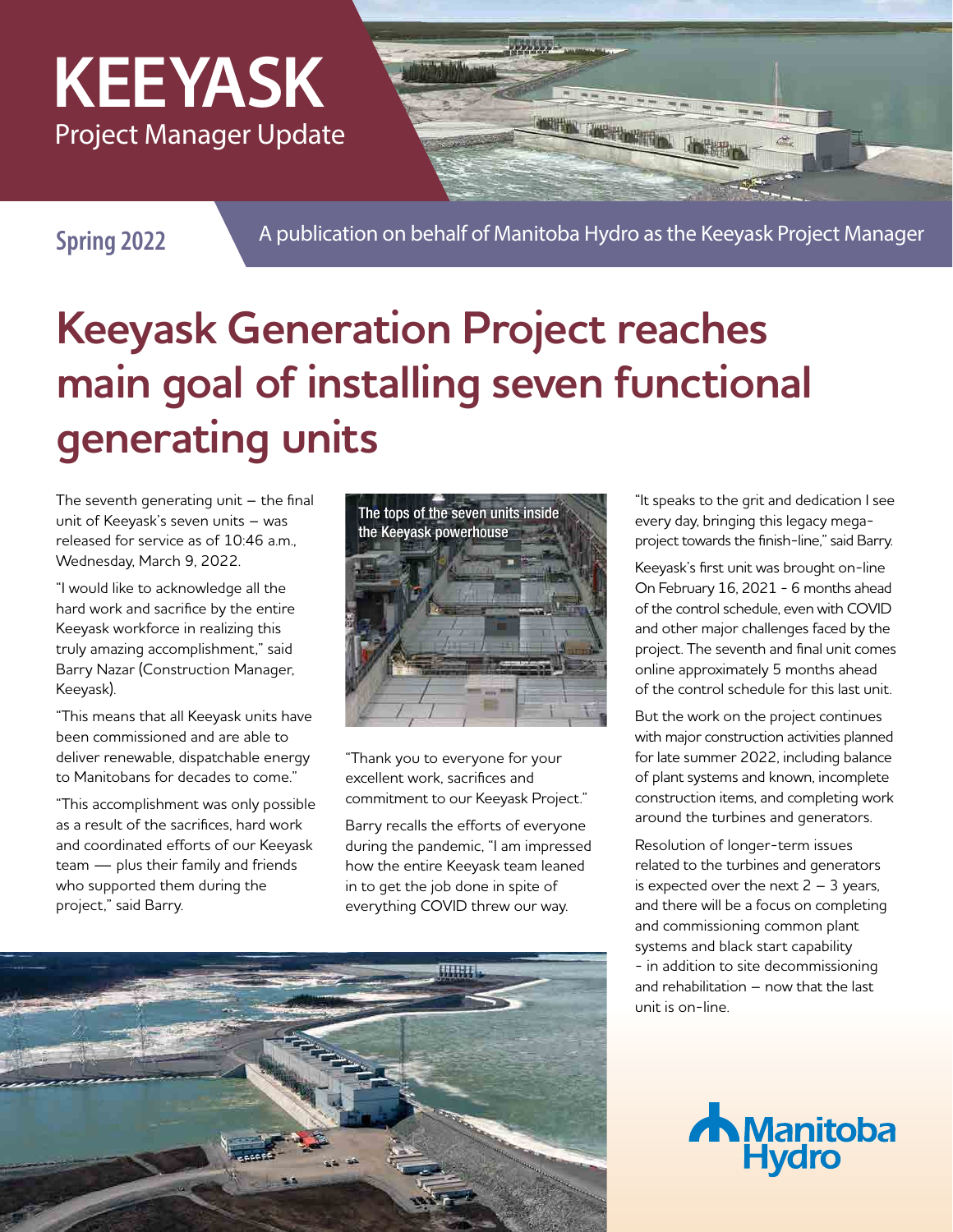# KEEYASK

Project Manager Update

**Spring 2022**

A publication on behalf of Manitoba Hydro as the Keeyask Project Manager

## Keeyask Generation Project reaches main goal of installing seven functional generating units

The seventh generating unit – the final unit of Keeyask's seven units – was released for service as of 10:46 a.m., Wednesday, March 9, 2022.

"I would like to acknowledge all the hard work and sacrifice by the entire Keeyask workforce in realizing this truly amazing accomplishment," said Barry Nazar (Construction Manager, Keeyask).

"This means that all Keeyask units have been commissioned and are able to deliver renewable, dispatchable energy to Manitobans for decades to come."

"This accomplishment was only possible as a result of the sacrifices, hard work and coordinated efforts of our Keeyask team — plus their family and friends who supported them during the project," said Barry.

The tops of the seven units inside the Keeyask powerhouse

"Thank you to everyone for your excellent work, sacrifices and commitment to our Keeyask Project."

Barry recalls the efforts of everyone during the pandemic, "I am impressed how the entire Keeyask team leaned in to get the job done in spite of everything COVID threw our way.

"It speaks to the grit and dedication I see every day, bringing this legacy mega-project towards the finish-line," said Barry.

Keeyask's first unit was brought on-line On February 16, 2021 - 6 months ahead of the control schedule, even with COVID and other major challenges faced by the project. The seventh and final unit comes online approximately 5 months ahead of the control schedule for this last unit.

But the work on the project continues with major construction activities planned for late summer 2022, including balance of plant systems and known, incomplete construction items, and completing work around the turbines and generators.

Resolution of longer-term issues related to the turbines and generators is expected over the next 2 – 3 years, and there will be a focus on completing and commissioning common plant systems and black start capability - in addition to site decommissioning and rehabilitation – now that the last unit is on-line.

Manitoba Hydro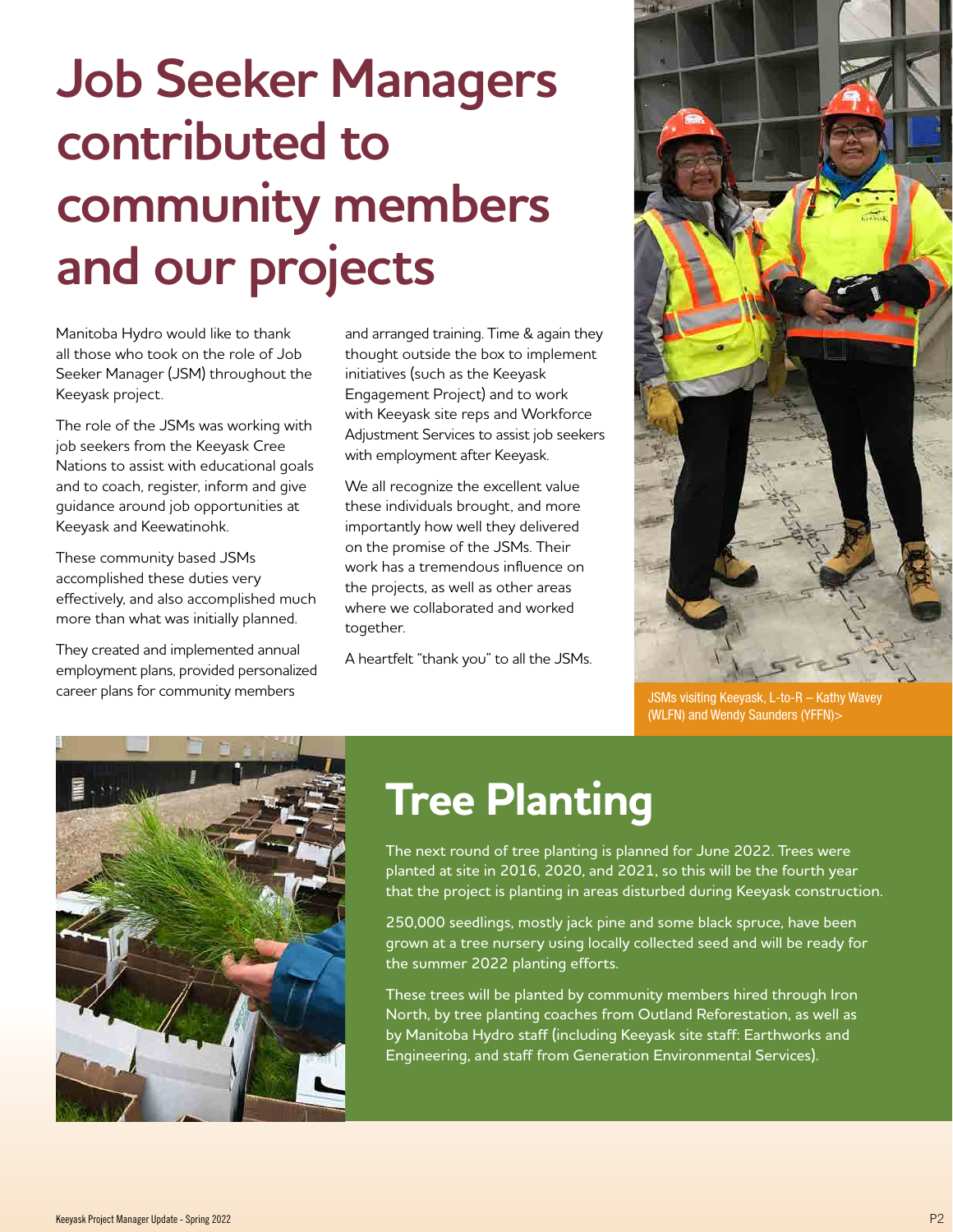# Job Seeker Managers contributed to community members and our projects

Manitoba Hydro would like to thank all those who took on the role of Job Seeker Manager (JSM) throughout the Keeyask project.

The role of the JSMs was working with job seekers from the Keeyask Cree Nations to assist with educational goals and to coach, register, inform and give guidance around job opportunities at Keeyask and Keewatinohk.

These community based JSMs accomplished these duties very effectively, and also accomplished much more than what was initially planned.

They created and implemented annual employment plans, provided personalized career plans for community members and arranged training. Time & again they thought outside the box to implement initiatives (such as the Keeyask Engagement Project) and to work with Keeyask site reps and Workforce Adjustment Services to assist job seekers with employment after Keeyask.

We all recognize the excellent value these individuals brought, and more importantly how well they delivered on the promise of the JSMs. Their work has a tremendous influence on the projects, as well as other areas where we collaborated and worked together.

A heartfelt "thank you" to all the JSMs.

JSMs visiting Keeyask, L-to-R – Kathy Wavey (WLFN) and Wendy Saunders (YFFN)>

# Tree Planting

The next round of tree planting is planned for June 2022. Trees were planted at site in 2016, 2020, and 2021, so this will be the fourth year that the project is planting in areas disturbed during Keeyask construction.

250,000 seedlings, mostly jack pine and some black spruce, have been grown at a tree nursery using locally collected seed and will be ready for the summer 2022 planting efforts.

These trees will be planted by community members hired through Iron North, by tree planting coaches from Outland Reforestation, as well as by Manitoba Hydro staff (including Keeyask site staff: Earthworks and Engineering, and staff from Generation Environmental Services).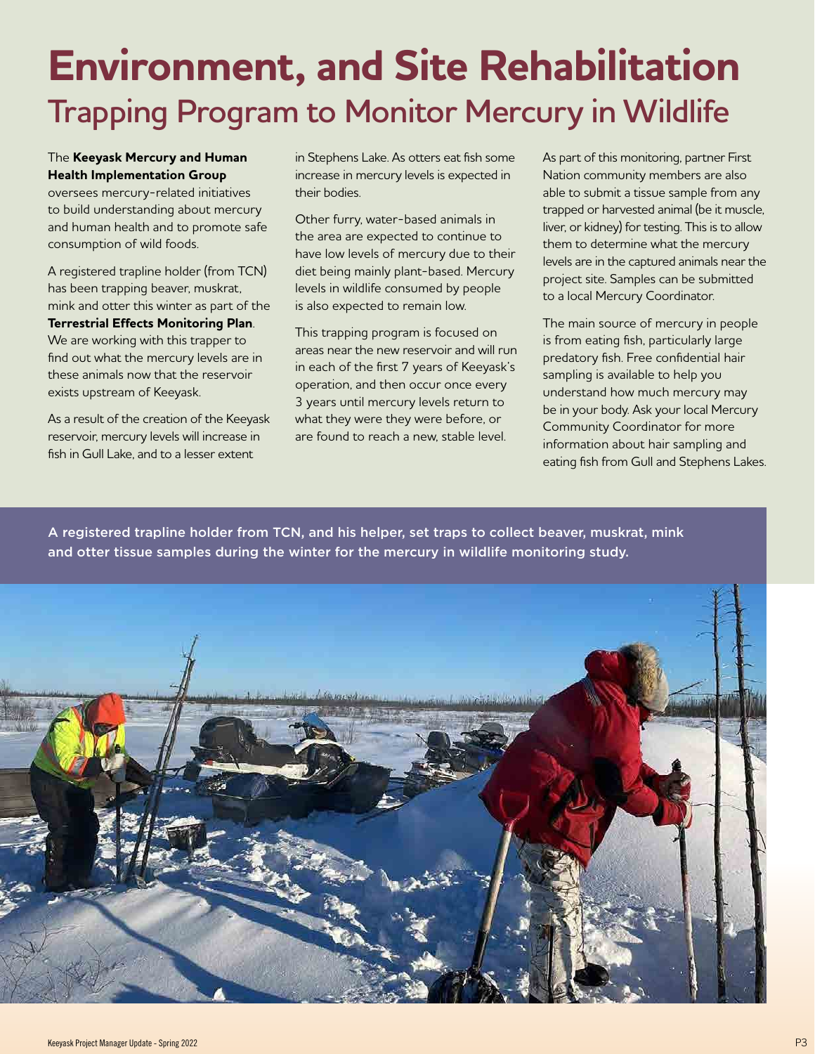# Environment, and Site Rehabilitation

## Trapping Program to Monitor Mercury in Wildlife

The **Keeyask Mercury and Human Health Implementation Group** oversees mercury-related initiatives to build understanding about mercury and human health and to promote safe consumption of wild foods.

A registered trapline holder (from TCN) has been trapping beaver, muskrat, mink and otter this winter as part of the **Terrestrial Effects Monitoring Plan**. We are working with this trapper to find out what the mercury levels are in these animals now that the reservoir exists upstream of Keeyask.

As a result of the creation of the Keeyask reservoir, mercury levels will increase in fish in Gull Lake, and to a lesser extent in Stephens Lake. As otters eat fish some increase in mercury levels is expected in their bodies.

Other furry, water-based animals in the area are expected to continue to have low levels of mercury due to their diet being mainly plant-based. Mercury levels in wildlife consumed by people is also expected to remain low.

This trapping program is focused on areas near the new reservoir and will run in each of the first 7 years of Keeyask's operation, and then occur once every 3 years until mercury levels return to what they were they were before, or are found to reach a new, stable level.

As part of this monitoring, partner First Nation community members are also able to submit a tissue sample from any trapped or harvested animal (be it muscle, liver, or kidney) for testing. This is to allow them to determine what the mercury levels are in the captured animals near the project site. Samples can be submitted to a local Mercury Coordinator.

The main source of mercury in people is from eating fish, particularly large predatory fish. Free confidential hair sampling is available to help you understand how much mercury may be in your body. Ask your local Mercury Community Coordinator for more information about hair sampling and eating fish from Gull and Stephens Lakes.

A registered trapline holder from TCN, and his helper, set traps to collect beaver, muskrat, mink and otter tissue samples during the winter for the mercury in wildlife monitoring study.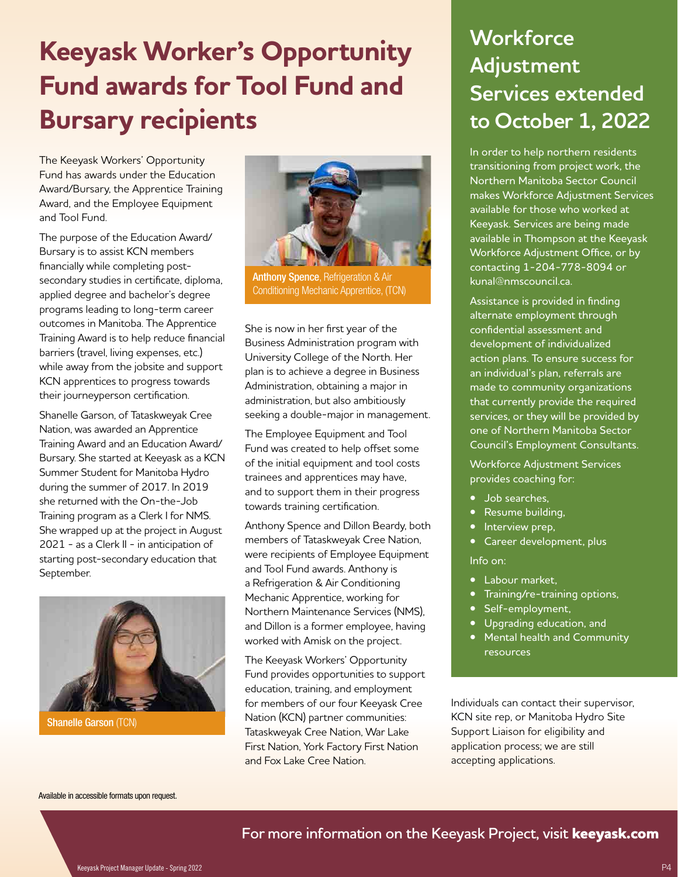# Keeyask Worker's Opportunity Fund awards for Tool Fund and Bursary recipients

The Keeyask Workers' Opportunity Fund has awards under the Education Award/Bursary, the Apprentice Training Award, and the Employee Equipment and Tool Fund.

The purpose of the Education Award/Bursary is to assist KCN members financially while completing post-secondary studies in certificate, diploma, applied degree and bachelor's degree programs leading to long-term career outcomes in Manitoba. The Apprentice Training Award is to help reduce financial barriers (travel, living expenses, etc.) while away from the jobsite and support KCN apprentices to progress towards their journeyperson certification.

Shanelle Garson, of Tataskweyak Cree Nation, was awarded an Apprentice Training Award and an Education Award/Bursary. She started at Keeyask as a KCN Summer Student for Manitoba Hydro during the summer of 2017. In 2019 she returned with the On-the-Job Training program as a Clerk I for NMS. She wrapped up at the project in August 2021 - as a Clerk II - in anticipation of starting post-secondary education that September.

**Shanelle Garson** (TCN)

**Anthony Spence**, Refrigeration & Air Conditioning Mechanic Apprentice, (TCN)

She is now in her first year of the Business Administration program with University College of the North. Her plan is to achieve a degree in Business Administration, obtaining a major in administration, but also ambitiously seeking a double-major in management.

The Employee Equipment and Tool Fund was created to help offset some of the initial equipment and tool costs trainees and apprentices may have, and to support them in their progress towards training certification.

Anthony Spence and Dillon Beardy, both members of Tataskweyak Cree Nation, were recipients of Employee Equipment and Tool Fund awards. Anthony is a Refrigeration & Air Conditioning Mechanic Apprentice, working for Northern Maintenance Services (NMS), and Dillon is a former employee, having worked with Amisk on the project.

The Keeyask Workers' Opportunity Fund provides opportunities to support education, training, and employment for members of our four Keeyask Cree Nation (KCN) partner communities: Tataskweyak Cree Nation, War Lake First Nation, York Factory First Nation and Fox Lake Cree Nation.

# Workforce Adjustment Services extended to October 1, 2022

In order to help northern residents transitioning from project work, the Northern Manitoba Sector Council makes Workforce Adjustment Services available for those who worked at Keeyask. Services are being made available in Thompson at the Keeyask Workforce Adjustment Office, or by contacting 1-204-778-8094 or kunal@nmscouncil.ca.

Assistance is provided in finding alternate employment through confidential assessment and development of individualized action plans. To ensure success for an individual's plan, referrals are made to community organizations that currently provide the required services, or they will be provided by one of Northern Manitoba Sector Council's Employment Consultants.

Workforce Adjustment Services provides coaching for:

- Job searches,
- Resume building,
- Interview prep,
- Career development, plus

Info on:

- Labour market,
- Training/re-training options,
- Self-employment,
- Upgrading education, and
- Mental health and Community resources

Individuals can contact their supervisor, KCN site rep, or Manitoba Hydro Site Support Liaison for eligibility and application process; we are still accepting applications.

Available in accessible formats upon request.

For more information on the Keeyask Project, visit **keeyask.com**